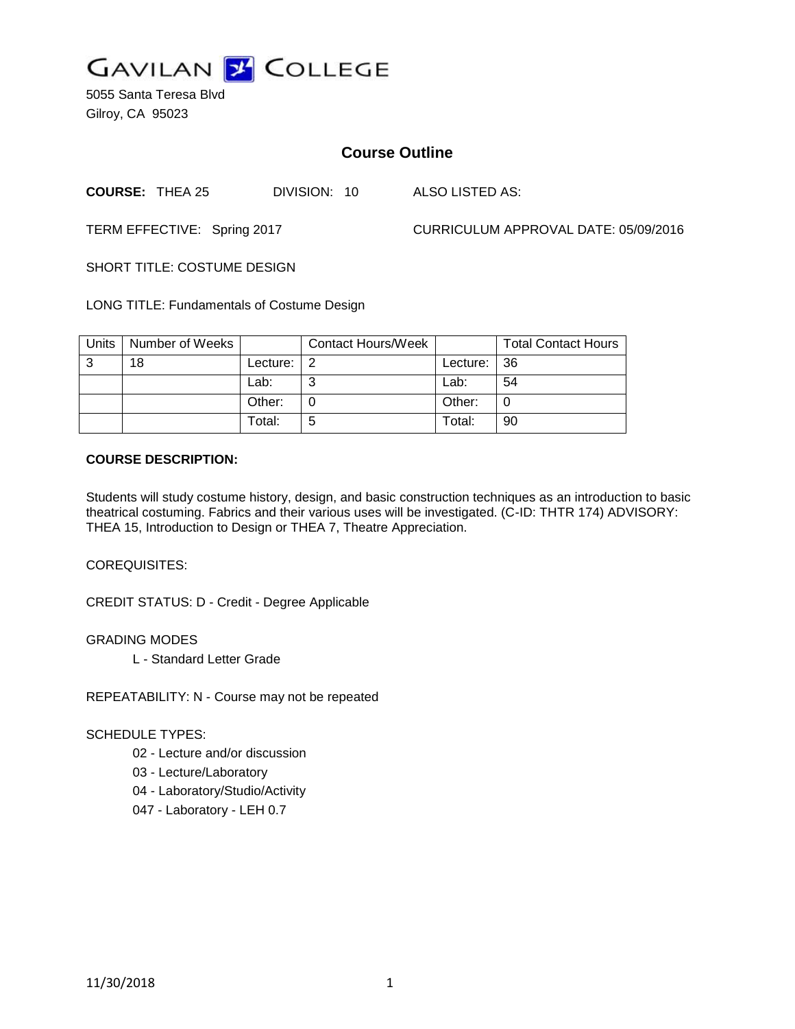# GAVILAN COLLEGE

5055 Santa Teresa Blvd
Gilroy, CA 95023

## Course Outline

**COURSE:** THEA 25 DIVISION: 10 ALSO LISTED AS:

TERM EFFECTIVE: Spring 2017 CURRICULUM APPROVAL DATE: 05/09/2016

SHORT TITLE: COSTUME DESIGN

LONG TITLE: Fundamentals of Costume Design

| Units | Number of Weeks | | Contact Hours/Week | | Total Contact Hours |
|---|---|---|---|---|---|
| 3 | 18 | Lecture: | 2 | Lecture: | 36 |
| | | Lab: | 3 | Lab: | 54 |
| | | Other: | 0 | Other: | 0 |
| | | Total: | 5 | Total: | 90 |

**COURSE DESCRIPTION:**

Students will study costume history, design, and basic construction techniques as an introduction to basic theatrical costuming. Fabrics and their various uses will be investigated. (C-ID: THTR 174) ADVISORY: THEA 15, Introduction to Design or THEA 7, Theatre Appreciation.

COREQUISITES:

CREDIT STATUS: D - Credit - Degree Applicable

GRADING MODES

L - Standard Letter Grade

REPEATABILITY: N - Course may not be repeated

SCHEDULE TYPES:

02 - Lecture and/or discussion

03 - Lecture/Laboratory

04 - Laboratory/Studio/Activity

047 - Laboratory - LEH 0.7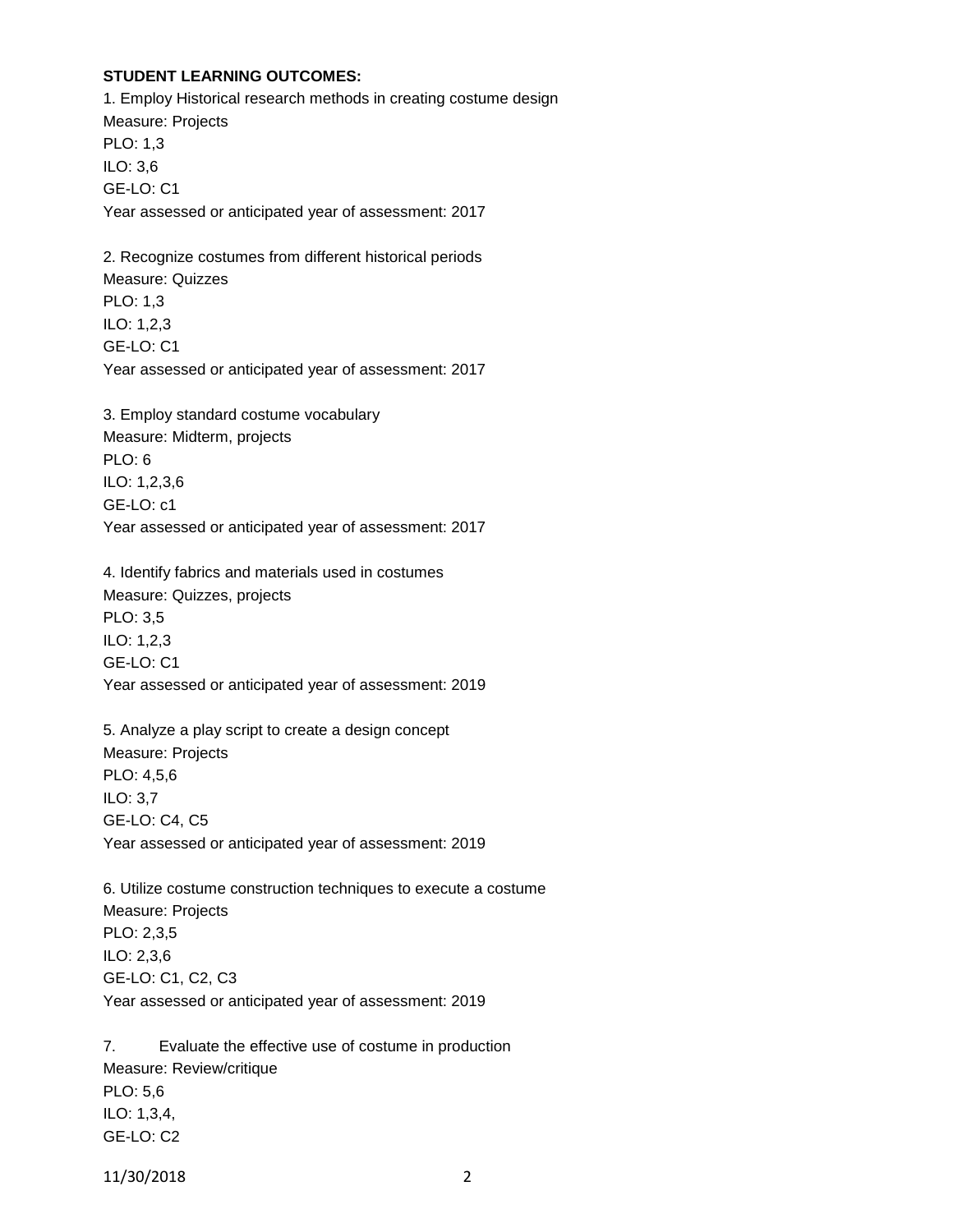**STUDENT LEARNING OUTCOMES:**

1. Employ Historical research methods in creating costume design
Measure: Projects
PLO: 1,3
ILO: 3,6
GE-LO: C1
Year assessed or anticipated year of assessment: 2017

2. Recognize costumes from different historical periods
Measure: Quizzes
PLO: 1,3
ILO: 1,2,3
GE-LO: C1
Year assessed or anticipated year of assessment: 2017

3. Employ standard costume vocabulary
Measure: Midterm, projects
PLO: 6
ILO: 1,2,3,6
GE-LO: c1
Year assessed or anticipated year of assessment: 2017

4. Identify fabrics and materials used in costumes
Measure: Quizzes, projects
PLO: 3,5
ILO: 1,2,3
GE-LO: C1
Year assessed or anticipated year of assessment: 2019

5. Analyze a play script to create a design concept
Measure: Projects
PLO: 4,5,6
ILO: 3,7
GE-LO: C4, C5
Year assessed or anticipated year of assessment: 2019

6. Utilize costume construction techniques to execute a costume
Measure: Projects
PLO: 2,3,5
ILO: 2,3,6
GE-LO: C1, C2, C3
Year assessed or anticipated year of assessment: 2019

7. Evaluate the effective use of costume in production
Measure: Review/critique
PLO: 5,6
ILO: 1,3,4,
GE-LO: C2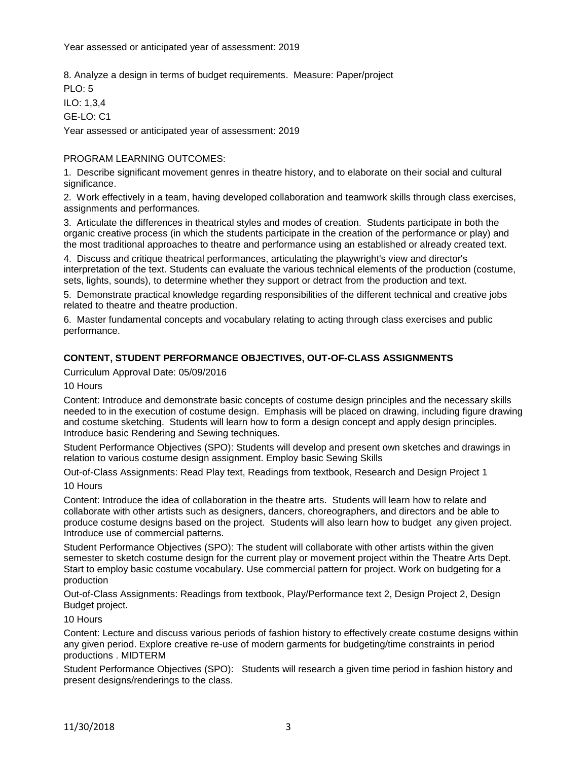Year assessed or anticipated year of assessment: 2019

8. Analyze a design in terms of budget requirements.  Measure: Paper/project

PLO: 5

ILO: 1,3,4

GE-LO: C1

Year assessed or anticipated year of assessment: 2019

PROGRAM LEARNING OUTCOMES:

1.  Describe significant movement genres in theatre history, and to elaborate on their social and cultural significance.

2.  Work effectively in a team, having developed collaboration and teamwork skills through class exercises, assignments and performances.

3.  Articulate the differences in theatrical styles and modes of creation.  Students participate in both the organic creative process (in which the students participate in the creation of the performance or play) and the most traditional approaches to theatre and performance using an established or already created text.

4.  Discuss and critique theatrical performances, articulating the playwright's view and director's interpretation of the text. Students can evaluate the various technical elements of the production (costume, sets, lights, sounds), to determine whether they support or detract from the production and text.

5.  Demonstrate practical knowledge regarding responsibilities of the different technical and creative jobs related to theatre and theatre production.

6.  Master fundamental concepts and vocabulary relating to acting through class exercises and public performance.

**CONTENT, STUDENT PERFORMANCE OBJECTIVES, OUT-OF-CLASS ASSIGNMENTS**

Curriculum Approval Date: 05/09/2016

10 Hours

Content: Introduce and demonstrate basic concepts of costume design principles and the necessary skills needed to in the execution of costume design.  Emphasis will be placed on drawing, including figure drawing and costume sketching.  Students will learn how to form a design concept and apply design principles. Introduce basic Rendering and Sewing techniques.

Student Performance Objectives (SPO): Students will develop and present own sketches and drawings in relation to various costume design assignment. Employ basic Sewing Skills

Out-of-Class Assignments: Read Play text, Readings from textbook, Research and Design Project 1

10 Hours

Content: Introduce the idea of collaboration in the theatre arts.  Students will learn how to relate and collaborate with other artists such as designers, dancers, choreographers, and directors and be able to produce costume designs based on the project.  Students will also learn how to budget  any given project. Introduce use of commercial patterns.

Student Performance Objectives (SPO): The student will collaborate with other artists within the given semester to sketch costume design for the current play or movement project within the Theatre Arts Dept. Start to employ basic costume vocabulary. Use commercial pattern for project. Work on budgeting for a production

Out-of-Class Assignments: Readings from textbook, Play/Performance text 2, Design Project 2, Design Budget project.

10 Hours

Content: Lecture and discuss various periods of fashion history to effectively create costume designs within any given period. Explore creative re-use of modern garments for budgeting/time constraints in period productions . MIDTERM

Student Performance Objectives (SPO):   Students will research a given time period in fashion history and present designs/renderings to the class.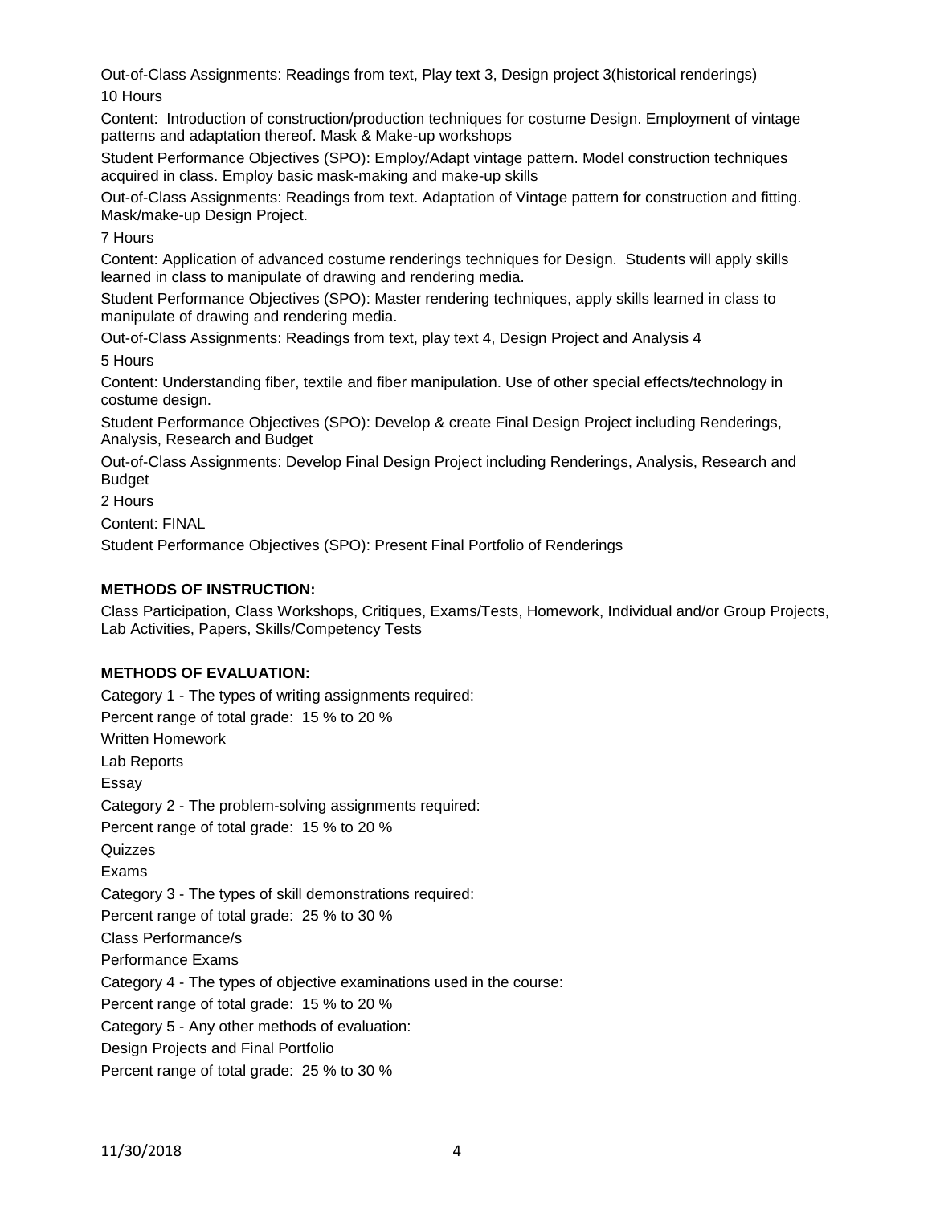Out-of-Class Assignments: Readings from text, Play text 3, Design project 3(historical renderings)

10 Hours

Content: Introduction of construction/production techniques for costume Design. Employment of vintage patterns and adaptation thereof. Mask & Make-up workshops

Student Performance Objectives (SPO): Employ/Adapt vintage pattern. Model construction techniques acquired in class. Employ basic mask-making and make-up skills

Out-of-Class Assignments: Readings from text. Adaptation of Vintage pattern for construction and fitting. Mask/make-up Design Project.

7 Hours

Content: Application of advanced costume renderings techniques for Design. Students will apply skills learned in class to manipulate of drawing and rendering media.

Student Performance Objectives (SPO): Master rendering techniques, apply skills learned in class to manipulate of drawing and rendering media.

Out-of-Class Assignments: Readings from text, play text 4, Design Project and Analysis 4

5 Hours

Content: Understanding fiber, textile and fiber manipulation. Use of other special effects/technology in costume design.

Student Performance Objectives (SPO): Develop & create Final Design Project including Renderings, Analysis, Research and Budget

Out-of-Class Assignments: Develop Final Design Project including Renderings, Analysis, Research and Budget

2 Hours

Content: FINAL

Student Performance Objectives (SPO): Present Final Portfolio of Renderings

**METHODS OF INSTRUCTION:**

Class Participation, Class Workshops, Critiques, Exams/Tests, Homework, Individual and/or Group Projects, Lab Activities, Papers, Skills/Competency Tests

**METHODS OF EVALUATION:**

Category 1 - The types of writing assignments required:

Percent range of total grade: 15 % to 20 %

Written Homework

Lab Reports

Essay

Category 2 - The problem-solving assignments required:

Percent range of total grade: 15 % to 20 %

Quizzes

Exams

Category 3 - The types of skill demonstrations required:

Percent range of total grade: 25 % to 30 %

Class Performance/s

Performance Exams

Category 4 - The types of objective examinations used in the course:

Percent range of total grade: 15 % to 20 %

Category 5 - Any other methods of evaluation:

Design Projects and Final Portfolio

Percent range of total grade: 25 % to 30 %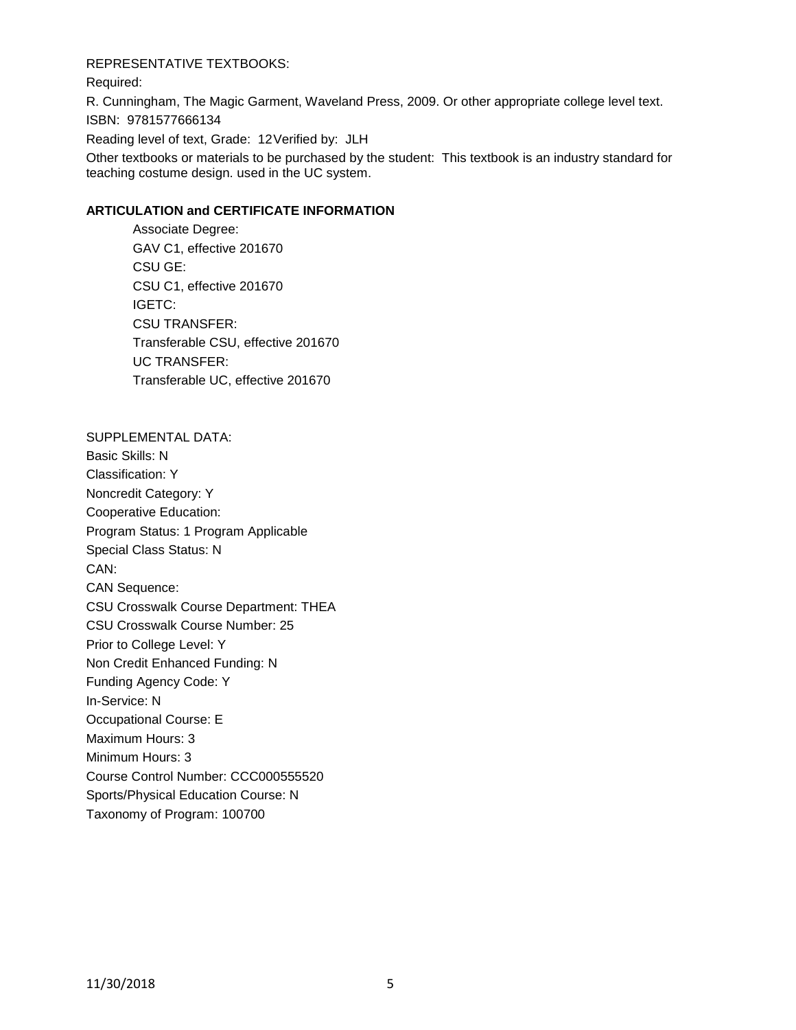REPRESENTATIVE TEXTBOOKS:

Required:

R. Cunningham, The Magic Garment, Waveland Press, 2009. Or other appropriate college level text.

ISBN: 9781577666134

Reading level of text, Grade: 12 Verified by: JLH

Other textbooks or materials to be purchased by the student: This textbook is an industry standard for teaching costume design. used in the UC system.

**ARTICULATION and CERTIFICATE INFORMATION**

Associate Degree:
GAV C1, effective 201670
CSU GE:
CSU C1, effective 201670
IGETC:
CSU TRANSFER:
Transferable CSU, effective 201670
UC TRANSFER:
Transferable UC, effective 201670

SUPPLEMENTAL DATA:
Basic Skills: N
Classification: Y
Noncredit Category: Y
Cooperative Education:
Program Status: 1 Program Applicable
Special Class Status: N
CAN:
CAN Sequence:
CSU Crosswalk Course Department: THEA
CSU Crosswalk Course Number: 25
Prior to College Level: Y
Non Credit Enhanced Funding: N
Funding Agency Code: Y
In-Service: N
Occupational Course: E
Maximum Hours: 3
Minimum Hours: 3
Course Control Number: CCC000555520
Sports/Physical Education Course: N
Taxonomy of Program: 100700